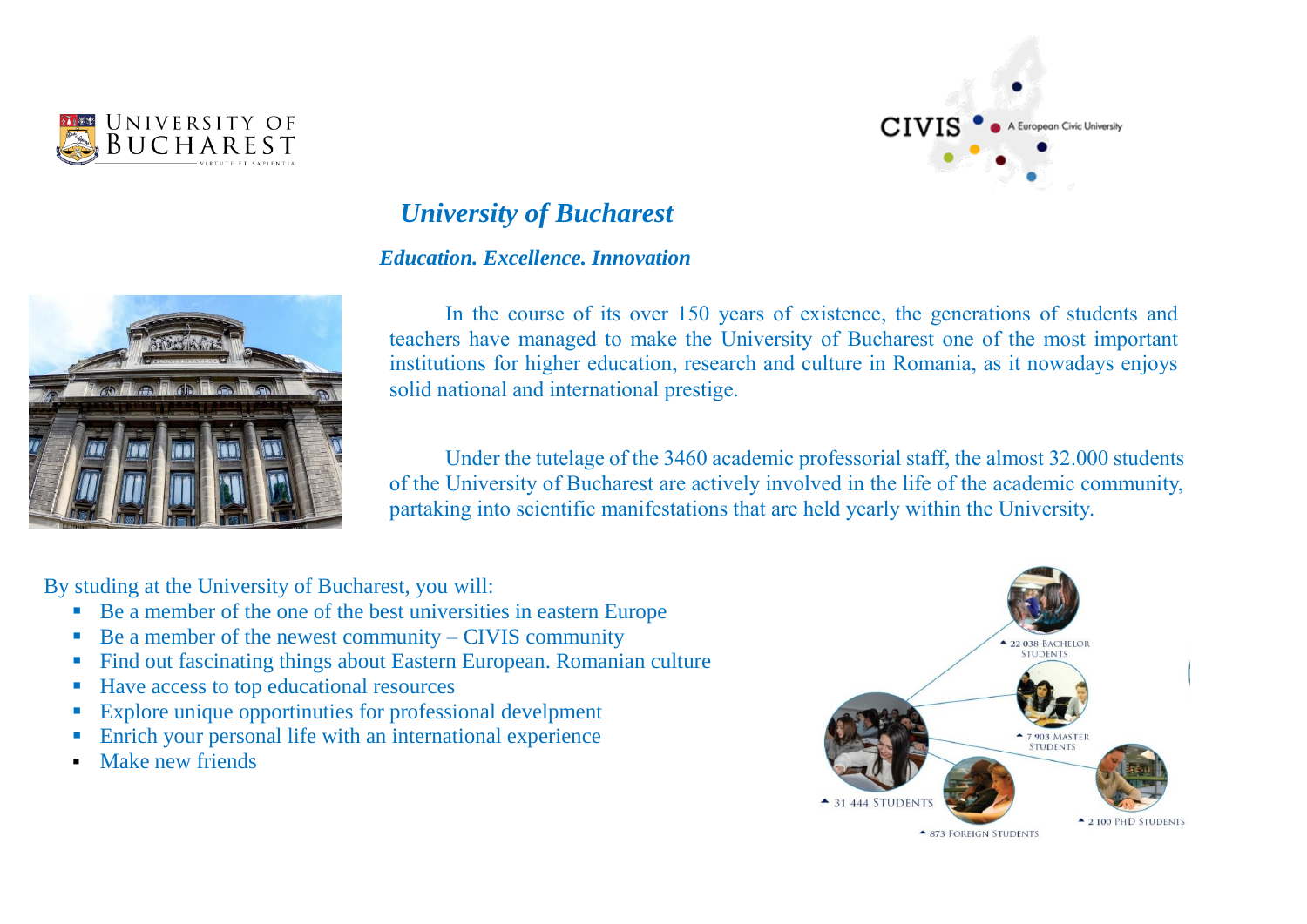UNIVERSITY OF BUCHAREST
VIRTUTE ET SAPIENTIA

CIVIS A European Civic University

# *University of Bucharest*

***Education. Excellence. Innovation***

In the course of its over 150 years of existence, the generations of students and teachers have managed to make the University of Bucharest one of the most important institutions for higher education, research and culture in Romania, as it nowadays enjoys solid national and international prestige.

Under the tutelage of the 3460 academic professorial staff, the almost 32.000 students of the University of Bucharest are actively involved in the life of the academic community, partaking into scientific manifestations that are held yearly within the University.

By studing at the University of Bucharest, you will:

- Be a member of the one of the best universities in eastern Europe
- Be a member of the newest community – CIVIS community
- Find out fascinating things about Eastern European. Romanian culture
- Have access to top educational resources
- Explore unique opportinuties for professional develpment
- Enrich your personal life with an international experience
- Make new friends

22 038 BACHELOR STUDENTS

7 903 MASTER STUDENTS

31 444 STUDENTS

2 100 PHD STUDENTS

873 FOREIGN STUDENTS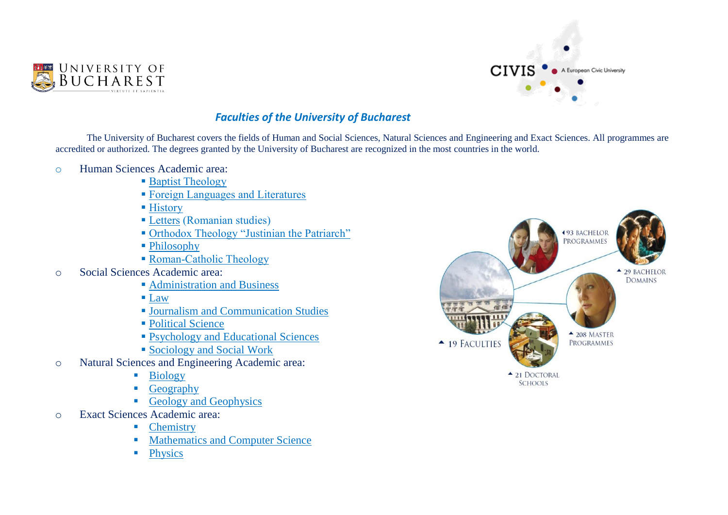## *Faculties of the University of Bucharest*

The University of Bucharest covers the fields of Human and Social Sciences, Natural Sciences and Engineering and Exact Sciences. All programmes are accredited or authorized. The degrees granted by the University of Bucharest are recognized in the most countries in the world.

- Human Sciences Academic area:
  - Baptist Theology
  - Foreign Languages and Literatures
  - History
  - Letters (Romanian studies)
  - Orthodox Theology "Justinian the Patriarch"
  - Philosophy
  - Roman-Catholic Theology
- Social Sciences Academic area:
  - Administration and Business
  - Law
  - Journalism and Communication Studies
  - Political Science
  - Psychology and Educational Sciences
  - Sociology and Social Work
- Natural Sciences and Engineering Academic area:
  - Biology
  - Geography
  - Geology and Geophysics
- Exact Sciences Academic area:
  - Chemistry
  - Mathematics and Computer Science
  - Physics

93 Bachelor Programmes
29 Bachelor Domains
19 Faculties
208 Master Programmes
21 Doctoral Schools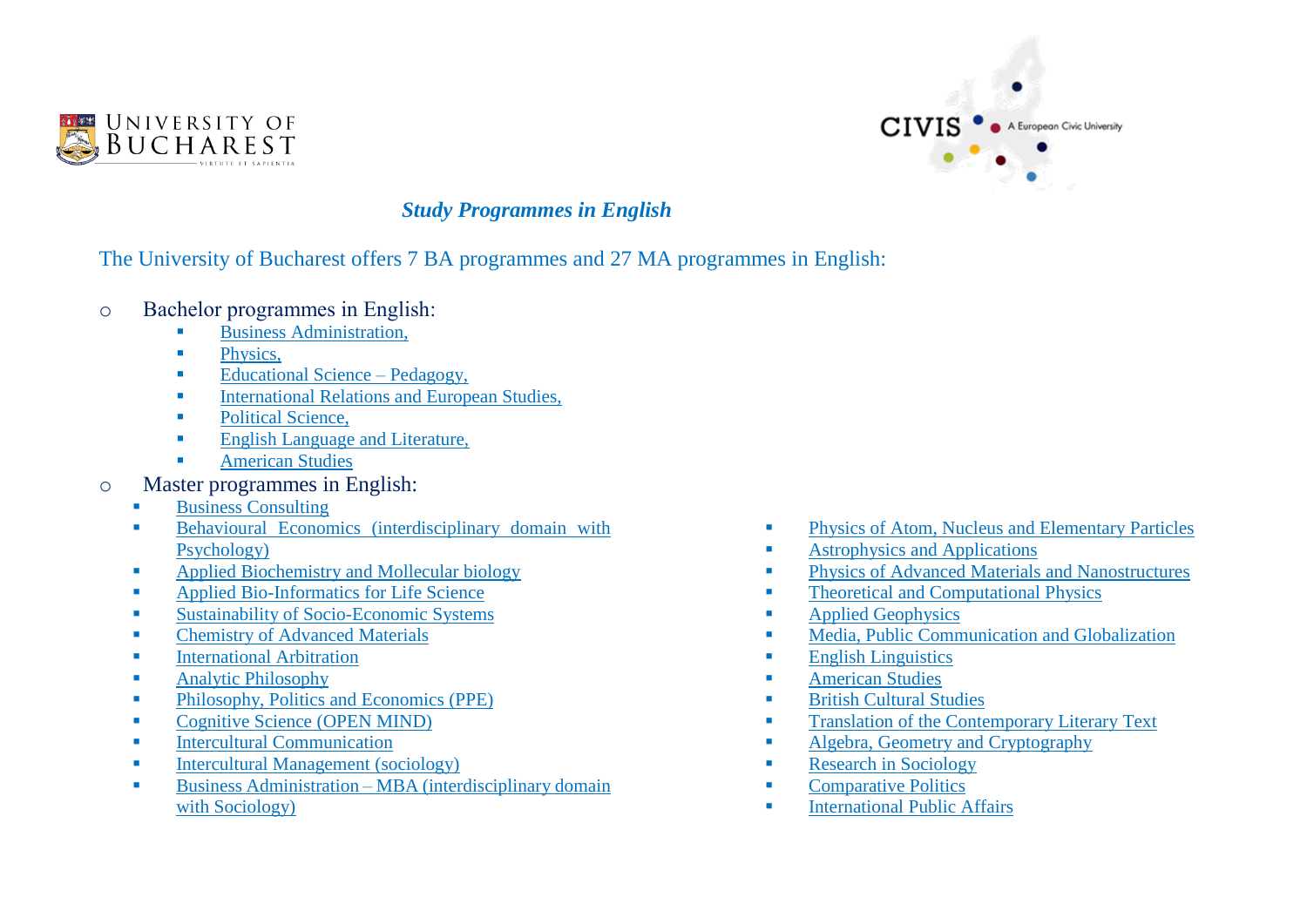## *Study Programmes in English*

The University of Bucharest offers 7 BA programmes and 27 MA programmes in English:

- Bachelor programmes in English:
  - Business Administration,
  - Physics,
  - Educational Science – Pedagogy,
  - International Relations and European Studies,
  - Political Science,
  - English Language and Literature,
  - American Studies
- Master programmes in English:
  - Business Consulting
  - Behavioural Economics (interdisciplinary domain with Psychology)
  - Applied Biochemistry and Mollecular biology
  - Applied Bio-Informatics for Life Science
  - Sustainability of Socio-Economic Systems
  - Chemistry of Advanced Materials
  - International Arbitration
  - Analytic Philosophy
  - Philosophy, Politics and Economics (PPE)
  - Cognitive Science (OPEN MIND)
  - Intercultural Communication
  - Intercultural Management (sociology)
  - Business Administration – MBA (interdisciplinary domain with Sociology)
  - Physics of Atom, Nucleus and Elementary Particles
  - Astrophysics and Applications
  - Physics of Advanced Materials and Nanostructures
  - Theoretical and Computational Physics
  - Applied Geophysics
  - Media, Public Communication and Globalization
  - English Linguistics
  - American Studies
  - British Cultural Studies
  - Translation of the Contemporary Literary Text
  - Algebra, Geometry and Cryptography
  - Research in Sociology
  - Comparative Politics
  - International Public Affairs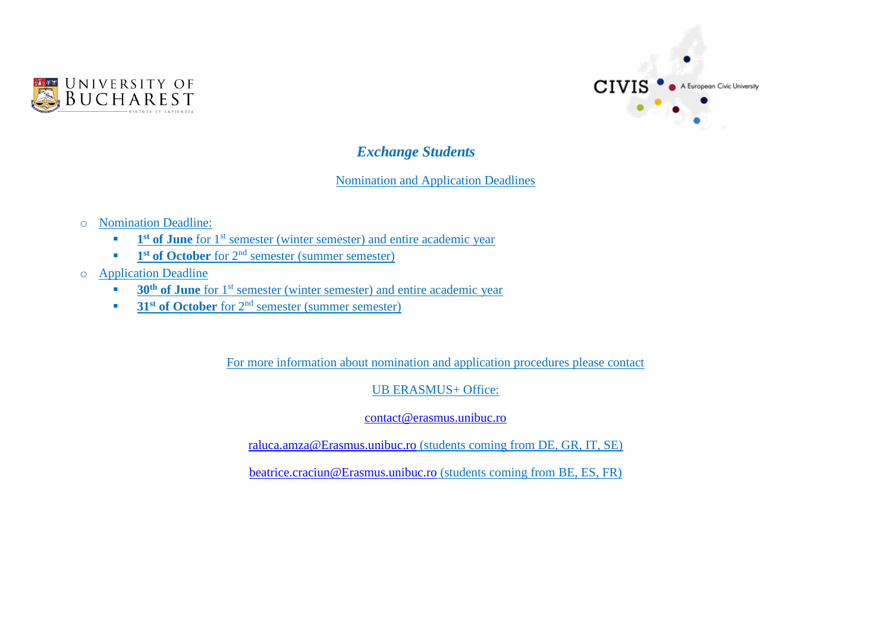## *Exchange Students*

Nomination and Application Deadlines

- Nomination Deadline:
  - **1st of June** for 1st semester (winter semester) and entire academic year
  - **1st of October** for 2nd semester (summer semester)
- Application Deadline
  - **30th of June** for 1st semester (winter semester) and entire academic year
  - **31st of October** for 2nd semester (summer semester)

For more information about nomination and application procedures please contact

UB ERASMUS+ Office:

contact@erasmus.unibuc.ro

raluca.amza@Erasmus.unibuc.ro (students coming from DE, GR, IT, SE)

beatrice.craciun@Erasmus.unibuc.ro (students coming from BE, ES, FR)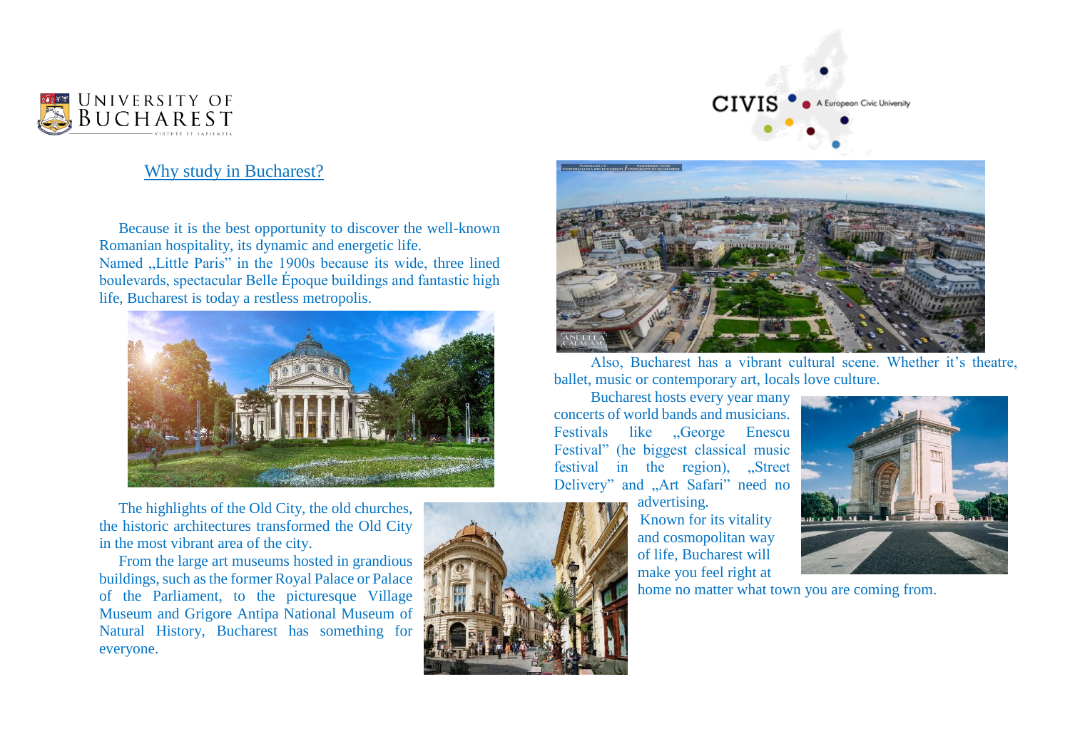UNIVERSITY OF BUCHAREST

VIRTUTE ET SAPIENTIA

CIVIS A European Civic University

## Why study in Bucharest?

Because it is the best opportunity to discover the well-known Romanian hospitality, its dynamic and energetic life.
Named „Little Paris" in the 1900s because its wide, three lined boulevards, spectacular Belle Époque buildings and fantastic high life, Bucharest is today a restless metropolis.

The highlights of the Old City, the old churches, the historic architectures transformed the Old City in the most vibrant area of the city.

From the large art museums hosted in grandious buildings, such as the former Royal Palace or Palace of the Parliament, to the picturesque Village Museum and Grigore Antipa National Museum of Natural History, Bucharest has something for everyone.

Also, Bucharest has a vibrant cultural scene. Whether it's theatre, ballet, music or contemporary art, locals love culture.

Bucharest hosts every year many concerts of world bands and musicians. Festivals like „George Enescu Festival" (he biggest classical music festival in the region), „Street Delivery" and „Art Safari" need no advertising.

Known for its vitality and cosmopolitan way of life, Bucharest will make you feel right at home no matter what town you are coming from.